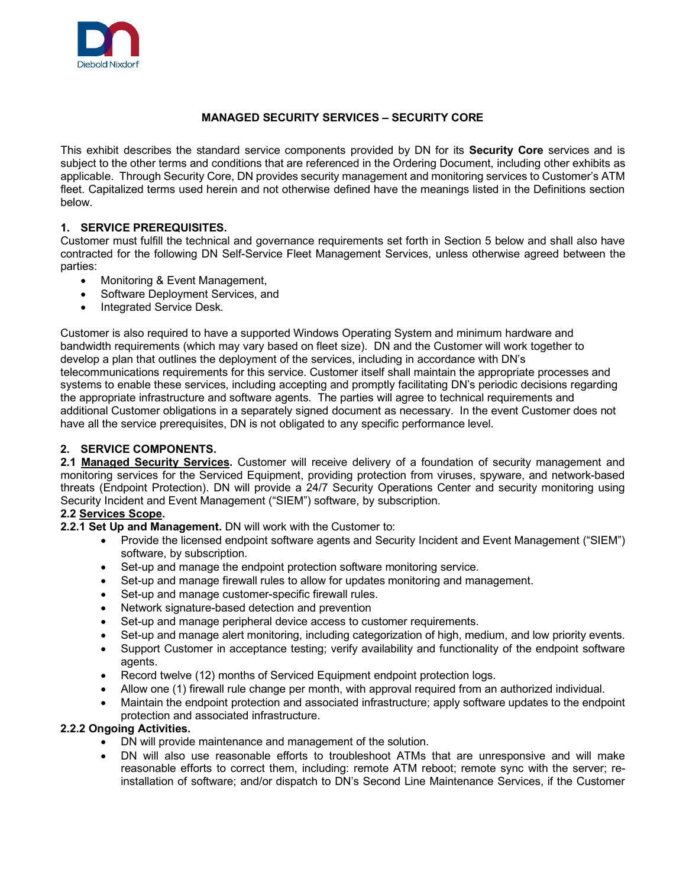# MANAGED SECURITY SERVICES – SECURITY CORE

This exhibit describes the standard service components provided by DN for its **Security Core** services and is subject to the other terms and conditions that are referenced in the Ordering Document, including other exhibits as applicable. Through Security Core, DN provides security management and monitoring services to Customer's ATM fleet. Capitalized terms used herein and not otherwise defined have the meanings listed in the Definitions section below.

## 1. SERVICE PREREQUISITES.

Customer must fulfill the technical and governance requirements set forth in Section 5 below and shall also have contracted for the following DN Self-Service Fleet Management Services, unless otherwise agreed between the parties:

- Monitoring & Event Management,
- Software Deployment Services, and
- Integrated Service Desk.

Customer is also required to have a supported Windows Operating System and minimum hardware and bandwidth requirements (which may vary based on fleet size). DN and the Customer will work together to develop a plan that outlines the deployment of the services, including in accordance with DN's telecommunications requirements for this service. Customer itself shall maintain the appropriate processes and systems to enable these services, including accepting and promptly facilitating DN's periodic decisions regarding the appropriate infrastructure and software agents. The parties will agree to technical requirements and additional Customer obligations in a separately signed document as necessary. In the event Customer does not have all the service prerequisites, DN is not obligated to any specific performance level.

## 2. SERVICE COMPONENTS.

**2.1 Managed Security Services.** Customer will receive delivery of a foundation of security management and monitoring services for the Serviced Equipment, providing protection from viruses, spyware, and network-based threats (Endpoint Protection). DN will provide a 24/7 Security Operations Center and security monitoring using Security Incident and Event Management ("SIEM") software, by subscription.

**2.2 Services Scope.**

**2.2.1 Set Up and Management.** DN will work with the Customer to:

- Provide the licensed endpoint software agents and Security Incident and Event Management ("SIEM") software, by subscription.
- Set-up and manage the endpoint protection software monitoring service.
- Set-up and manage firewall rules to allow for updates monitoring and management.
- Set-up and manage customer-specific firewall rules.
- Network signature-based detection and prevention
- Set-up and manage peripheral device access to customer requirements.
- Set-up and manage alert monitoring, including categorization of high, medium, and low priority events.
- Support Customer in acceptance testing; verify availability and functionality of the endpoint software agents.
- Record twelve (12) months of Serviced Equipment endpoint protection logs.
- Allow one (1) firewall rule change per month, with approval required from an authorized individual.
- Maintain the endpoint protection and associated infrastructure; apply software updates to the endpoint protection and associated infrastructure.

**2.2.2 Ongoing Activities.**

- DN will provide maintenance and management of the solution.
- DN will also use reasonable efforts to troubleshoot ATMs that are unresponsive and will make reasonable efforts to correct them, including: remote ATM reboot; remote sync with the server; re-installation of software; and/or dispatch to DN's Second Line Maintenance Services, if the Customer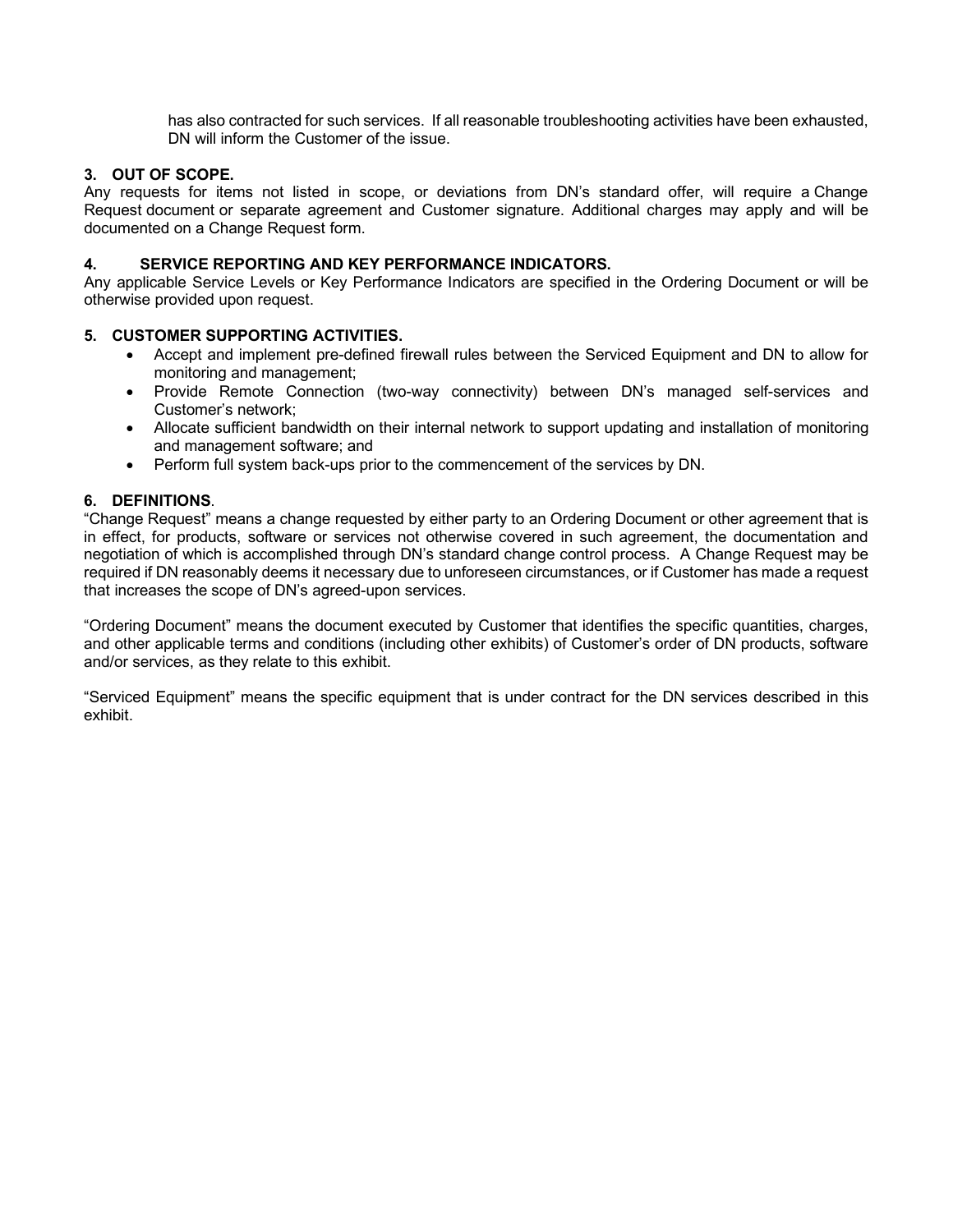has also contracted for such services. If all reasonable troubleshooting activities have been exhausted, DN will inform the Customer of the issue.

**3. OUT OF SCOPE.**

Any requests for items not listed in scope, or deviations from DN's standard offer, will require a Change Request document or separate agreement and Customer signature. Additional charges may apply and will be documented on a Change Request form.

**4. SERVICE REPORTING AND KEY PERFORMANCE INDICATORS.**

Any applicable Service Levels or Key Performance Indicators are specified in the Ordering Document or will be otherwise provided upon request.

**5. CUSTOMER SUPPORTING ACTIVITIES.**

- Accept and implement pre-defined firewall rules between the Serviced Equipment and DN to allow for monitoring and management;
- Provide Remote Connection (two-way connectivity) between DN's managed self-services and Customer's network;
- Allocate sufficient bandwidth on their internal network to support updating and installation of monitoring and management software; and
- Perform full system back-ups prior to the commencement of the services by DN.

**6. DEFINITIONS**.

"Change Request" means a change requested by either party to an Ordering Document or other agreement that is in effect, for products, software or services not otherwise covered in such agreement, the documentation and negotiation of which is accomplished through DN's standard change control process. A Change Request may be required if DN reasonably deems it necessary due to unforeseen circumstances, or if Customer has made a request that increases the scope of DN's agreed-upon services.

"Ordering Document" means the document executed by Customer that identifies the specific quantities, charges, and other applicable terms and conditions (including other exhibits) of Customer's order of DN products, software and/or services, as they relate to this exhibit.

"Serviced Equipment" means the specific equipment that is under contract for the DN services described in this exhibit.